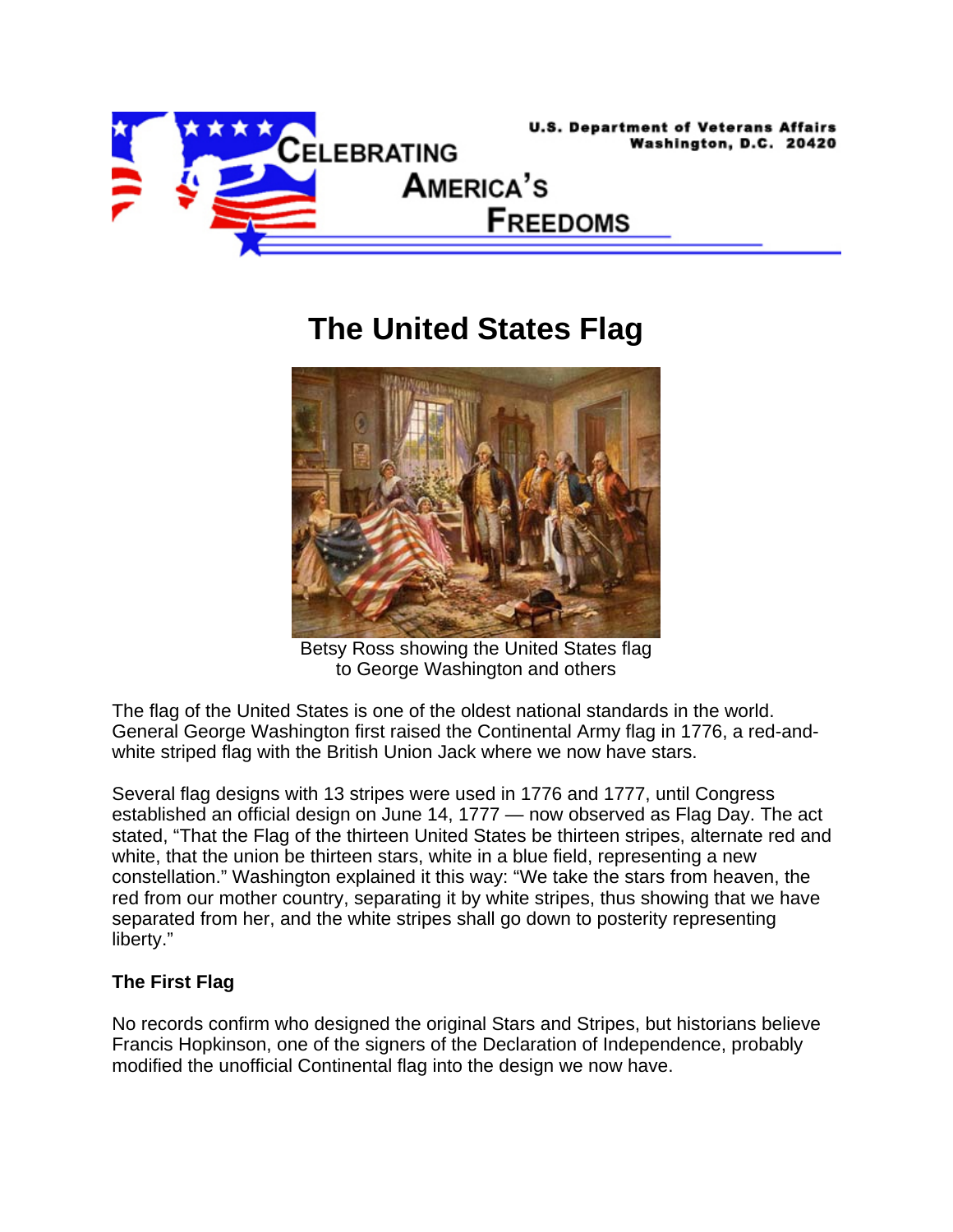U.S. Department of Veterans Affairs
Washington, D.C. 20420

CELEBRATING AMERICA'S FREEDOMS

# The United States Flag

Betsy Ross showing the United States flag to George Washington and others

The flag of the United States is one of the oldest national standards in the world. General George Washington first raised the Continental Army flag in 1776, a red-and-white striped flag with the British Union Jack where we now have stars.

Several flag designs with 13 stripes were used in 1776 and 1777, until Congress established an official design on June 14, 1777 — now observed as Flag Day. The act stated, "That the Flag of the thirteen United States be thirteen stripes, alternate red and white, that the union be thirteen stars, white in a blue field, representing a new constellation." Washington explained it this way: "We take the stars from heaven, the red from our mother country, separating it by white stripes, thus showing that we have separated from her, and the white stripes shall go down to posterity representing liberty."

### The First Flag

No records confirm who designed the original Stars and Stripes, but historians believe Francis Hopkinson, one of the signers of the Declaration of Independence, probably modified the unofficial Continental flag into the design we now have.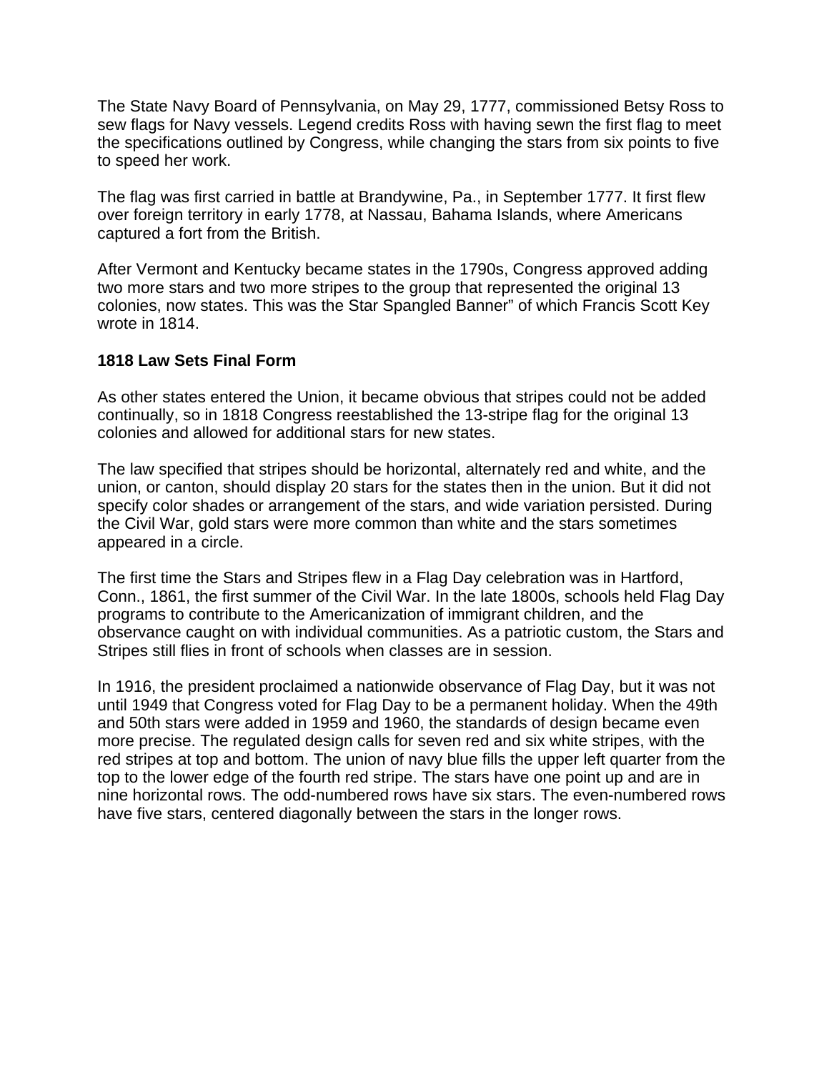The State Navy Board of Pennsylvania, on May 29, 1777, commissioned Betsy Ross to sew flags for Navy vessels. Legend credits Ross with having sewn the first flag to meet the specifications outlined by Congress, while changing the stars from six points to five to speed her work.

The flag was first carried in battle at Brandywine, Pa., in September 1777. It first flew over foreign territory in early 1778, at Nassau, Bahama Islands, where Americans captured a fort from the British.

After Vermont and Kentucky became states in the 1790s, Congress approved adding two more stars and two more stripes to the group that represented the original 13 colonies, now states. This was the Star Spangled Banner" of which Francis Scott Key wrote in 1814.

**1818 Law Sets Final Form**

As other states entered the Union, it became obvious that stripes could not be added continually, so in 1818 Congress reestablished the 13-stripe flag for the original 13 colonies and allowed for additional stars for new states.

The law specified that stripes should be horizontal, alternately red and white, and the union, or canton, should display 20 stars for the states then in the union. But it did not specify color shades or arrangement of the stars, and wide variation persisted. During the Civil War, gold stars were more common than white and the stars sometimes appeared in a circle.

The first time the Stars and Stripes flew in a Flag Day celebration was in Hartford, Conn., 1861, the first summer of the Civil War. In the late 1800s, schools held Flag Day programs to contribute to the Americanization of immigrant children, and the observance caught on with individual communities. As a patriotic custom, the Stars and Stripes still flies in front of schools when classes are in session.

In 1916, the president proclaimed a nationwide observance of Flag Day, but it was not until 1949 that Congress voted for Flag Day to be a permanent holiday. When the 49th and 50th stars were added in 1959 and 1960, the standards of design became even more precise. The regulated design calls for seven red and six white stripes, with the red stripes at top and bottom. The union of navy blue fills the upper left quarter from the top to the lower edge of the fourth red stripe. The stars have one point up and are in nine horizontal rows. The odd-numbered rows have six stars. The even-numbered rows have five stars, centered diagonally between the stars in the longer rows.